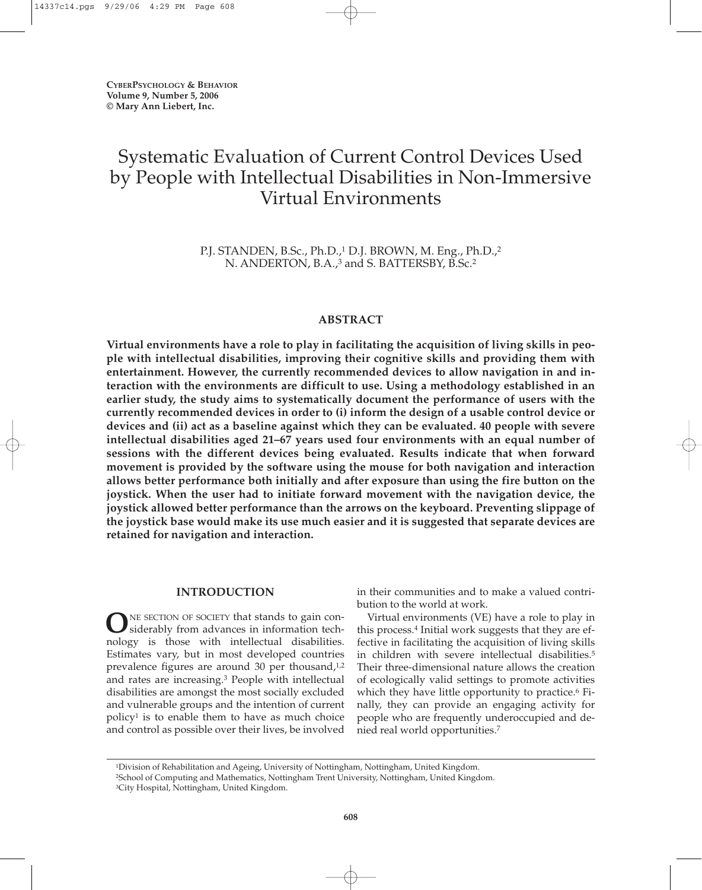CyberPsychology & Behavior
Volume 9, Number 5, 2006
© Mary Ann Liebert, Inc.

# Systematic Evaluation of Current Control Devices Used by People with Intellectual Disabilities in Non-Immersive Virtual Environments

P.J. STANDEN, B.Sc., Ph.D.,[1] D.J. BROWN, M. Eng., Ph.D.,[2] N. ANDERTON, B.A.,[3] and S. BATTERSBY, B.Sc.[2]

## ABSTRACT

**Virtual environments have a role to play in facilitating the acquisition of living skills in people with intellectual disabilities, improving their cognitive skills and providing them with entertainment. However, the currently recommended devices to allow navigation in and interaction with the environments are difficult to use. Using a methodology established in an earlier study, the study aims to systematically document the performance of users with the currently recommended devices in order to (i) inform the design of a usable control device or devices and (ii) act as a baseline against which they can be evaluated. 40 people with severe intellectual disabilities aged 21–67 years used four environments with an equal number of sessions with the different devices being evaluated. Results indicate that when forward movement is provided by the software using the mouse for both navigation and interaction allows better performance both initially and after exposure than using the fire button on the joystick. When the user had to initiate forward movement with the navigation device, the joystick allowed better performance than the arrows on the keyboard. Preventing slippage of the joystick base would make its use much easier and it is suggested that separate devices are retained for navigation and interaction.**

## INTRODUCTION

One section of society that stands to gain considerably from advances in information technology is those with intellectual disabilities. Estimates vary, but in most developed countries prevalence figures are around 30 per thousand,[1,2] and rates are increasing.[3] People with intellectual disabilities are amongst the most socially excluded and vulnerable groups and the intention of current policy[1] is to enable them to have as much choice and control as possible over their lives, be involved in their communities and to make a valued contribution to the world at work.

Virtual environments (VE) have a role to play in this process.[4] Initial work suggests that they are effective in facilitating the acquisition of living skills in children with severe intellectual disabilities.[5] Their three-dimensional nature allows the creation of ecologically valid settings to promote activities which they have little opportunity to practice.[6] Finally, they can provide an engaging activity for people who are frequently underoccupied and denied real world opportunities.[7]

[1]Division of Rehabilitation and Ageing, University of Nottingham, Nottingham, United Kingdom.
[2]School of Computing and Mathematics, Nottingham Trent University, Nottingham, United Kingdom.
[3]City Hospital, Nottingham, United Kingdom.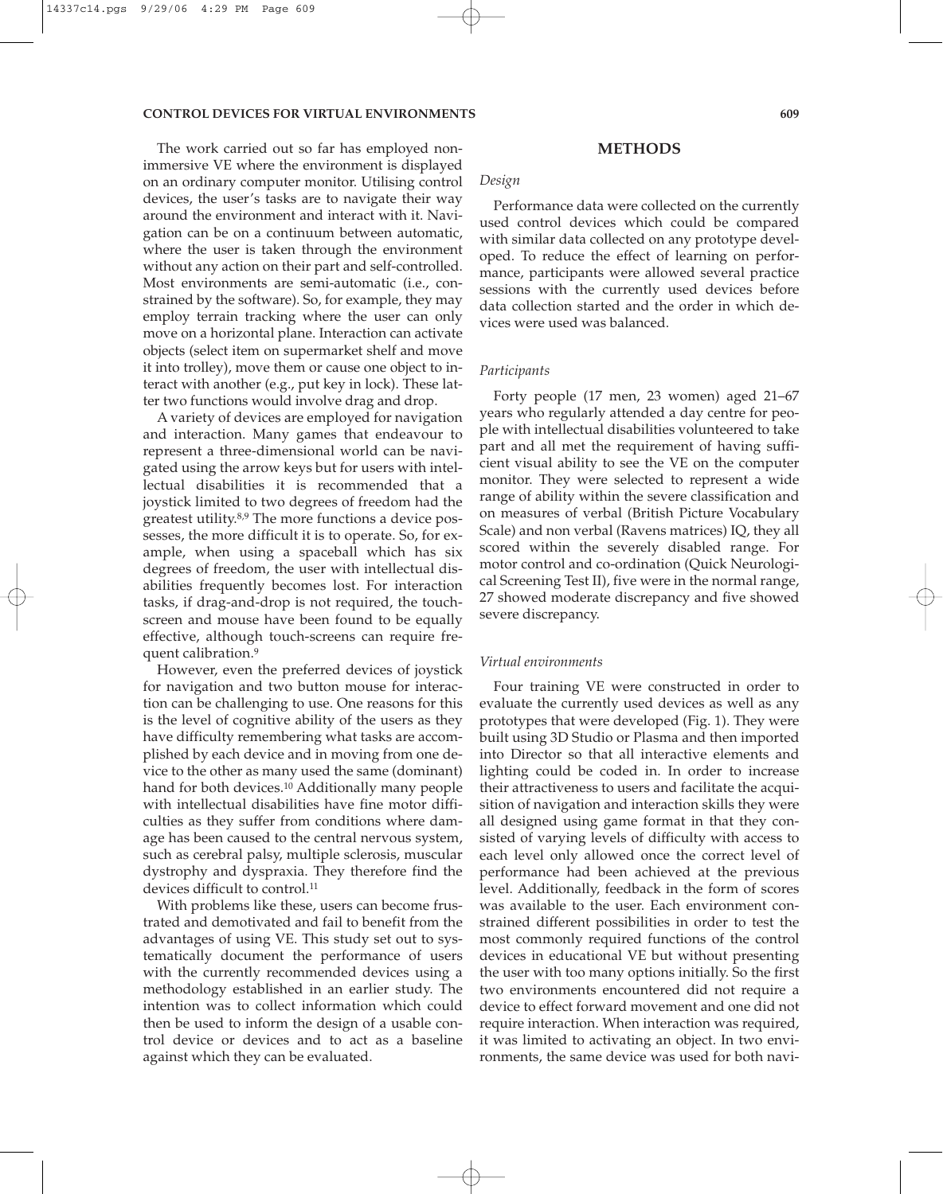The work carried out so far has employed non-immersive VE where the environment is displayed on an ordinary computer monitor. Utilising control devices, the user's tasks are to navigate their way around the environment and interact with it. Navigation can be on a continuum between automatic, where the user is taken through the environment without any action on their part and self-controlled. Most environments are semi-automatic (i.e., constrained by the software). So, for example, they may employ terrain tracking where the user can only move on a horizontal plane. Interaction can activate objects (select item on supermarket shelf and move it into trolley), move them or cause one object to interact with another (e.g., put key in lock). These latter two functions would involve drag and drop.

A variety of devices are employed for navigation and interaction. Many games that endeavour to represent a three-dimensional world can be navigated using the arrow keys but for users with intellectual disabilities it is recommended that a joystick limited to two degrees of freedom had the greatest utility.[8,9] The more functions a device possesses, the more difficult it is to operate. So, for example, when using a spaceball which has six degrees of freedom, the user with intellectual disabilities frequently becomes lost. For interaction tasks, if drag-and-drop is not required, the touch-screen and mouse have been found to be equally effective, although touch-screens can require frequent calibration.[9]

However, even the preferred devices of joystick for navigation and two button mouse for interaction can be challenging to use. One reasons for this is the level of cognitive ability of the users as they have difficulty remembering what tasks are accomplished by each device and in moving from one device to the other as many used the same (dominant) hand for both devices.[10] Additionally many people with intellectual disabilities have fine motor difficulties as they suffer from conditions where damage has been caused to the central nervous system, such as cerebral palsy, multiple sclerosis, muscular dystrophy and dyspraxia. They therefore find the devices difficult to control.[11]

With problems like these, users can become frustrated and demotivated and fail to benefit from the advantages of using VE. This study set out to systematically document the performance of users with the currently recommended devices using a methodology established in an earlier study. The intention was to collect information which could then be used to inform the design of a usable control device or devices and to act as a baseline against which they can be evaluated.

## METHODS

### *Design*

Performance data were collected on the currently used control devices which could be compared with similar data collected on any prototype developed. To reduce the effect of learning on performance, participants were allowed several practice sessions with the currently used devices before data collection started and the order in which devices were used was balanced.

### *Participants*

Forty people (17 men, 23 women) aged 21–67 years who regularly attended a day centre for people with intellectual disabilities volunteered to take part and all met the requirement of having sufficient visual ability to see the VE on the computer monitor. They were selected to represent a wide range of ability within the severe classification and on measures of verbal (British Picture Vocabulary Scale) and non verbal (Ravens matrices) IQ, they all scored within the severely disabled range. For motor control and co-ordination (Quick Neurological Screening Test II), five were in the normal range, 27 showed moderate discrepancy and five showed severe discrepancy.

### *Virtual environments*

Four training VE were constructed in order to evaluate the currently used devices as well as any prototypes that were developed (Fig. 1). They were built using 3D Studio or Plasma and then imported into Director so that all interactive elements and lighting could be coded in. In order to increase their attractiveness to users and facilitate the acquisition of navigation and interaction skills they were all designed using game format in that they consisted of varying levels of difficulty with access to each level only allowed once the correct level of performance had been achieved at the previous level. Additionally, feedback in the form of scores was available to the user. Each environment constrained different possibilities in order to test the most commonly required functions of the control devices in educational VE but without presenting the user with too many options initially. So the first two environments encountered did not require a device to effect forward movement and one did not require interaction. When interaction was required, it was limited to activating an object. In two environments, the same device was used for both navi-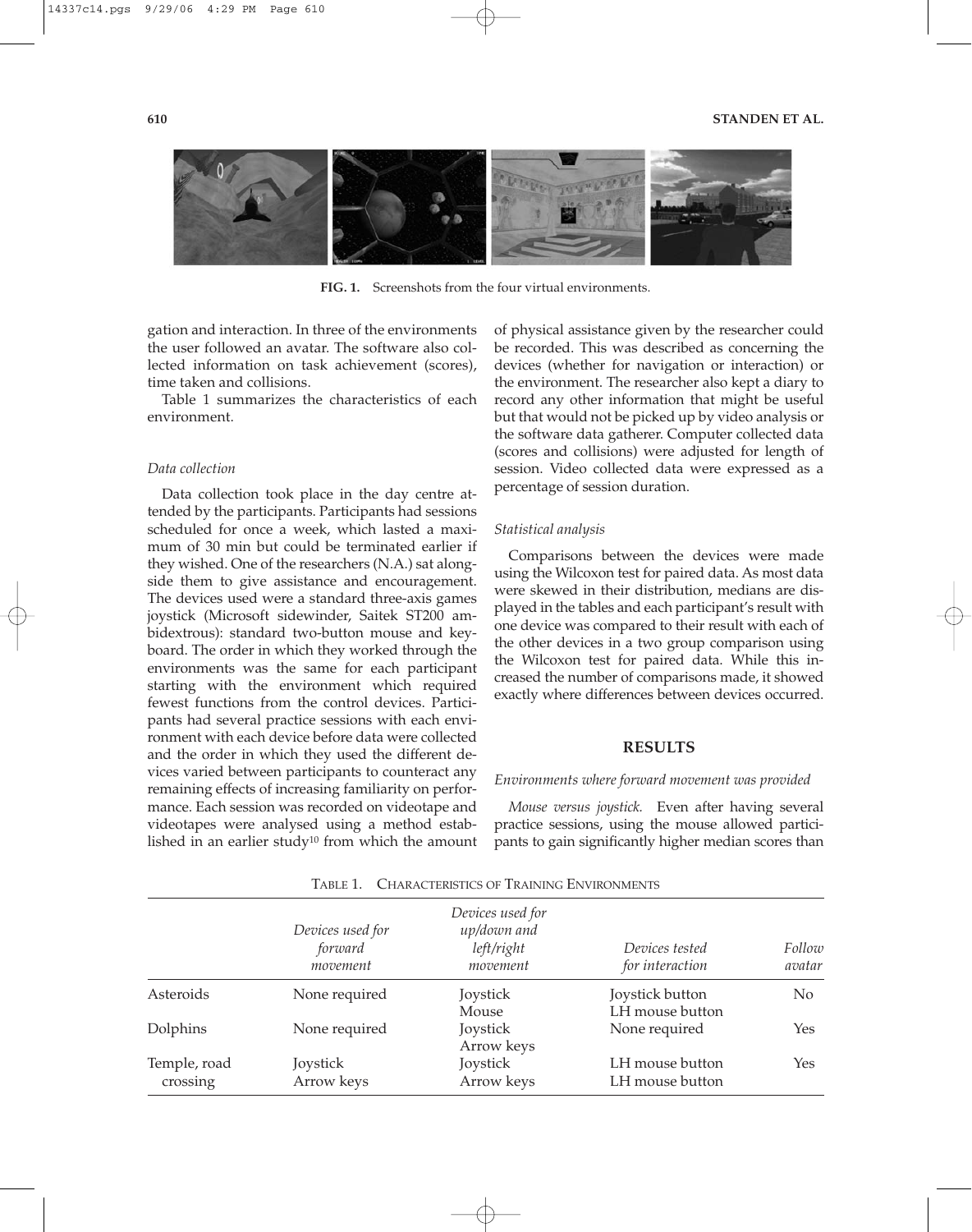FIG. 1. Screenshots from the four virtual environments.

gation and interaction. In three of the environments the user followed an avatar. The software also collected information on task achievement (scores), time taken and collisions.

Table 1 summarizes the characteristics of each environment.

### *Data collection*

Data collection took place in the day centre attended by the participants. Participants had sessions scheduled for once a week, which lasted a maximum of 30 min but could be terminated earlier if they wished. One of the researchers (N.A.) sat alongside them to give assistance and encouragement. The devices used were a standard three-axis games joystick (Microsoft sidewinder, Saitek ST200 ambidextrous): standard two-button mouse and keyboard. The order in which they worked through the environments was the same for each participant starting with the environment which required fewest functions from the control devices. Participants had several practice sessions with each environment with each device before data were collected and the order in which they used the different devices varied between participants to counteract any remaining effects of increasing familiarity on performance. Each session was recorded on videotape and videotapes were analysed using a method established in an earlier study[10] from which the amount of physical assistance given by the researcher could be recorded. This was described as concerning the devices (whether for navigation or interaction) or the environment. The researcher also kept a diary to record any other information that might be useful but that would not be picked up by video analysis or the software data gatherer. Computer collected data (scores and collisions) were adjusted for length of session. Video collected data were expressed as a percentage of session duration.

### *Statistical analysis*

Comparisons between the devices were made using the Wilcoxon test for paired data. As most data were skewed in their distribution, medians are displayed in the tables and each participant's result with one device was compared to their result with each of the other devices in a two group comparison using the Wilcoxon test for paired data. While this increased the number of comparisons made, it showed exactly where differences between devices occurred.

## RESULTS

### *Environments where forward movement was provided*

*Mouse versus joystick.* Even after having several practice sessions, using the mouse allowed participants to gain significantly higher median scores than

TABLE 1. CHARACTERISTICS OF TRAINING ENVIRONMENTS

| | *Devices used for forward movement* | *Devices used for up/down and left/right movement* | *Devices tested for interaction* | *Follow avatar* |
|---|---|---|---|---|
| Asteroids | None required | Joystick<br>Mouse | Joystick button<br>LH mouse button | No |
| Dolphins | None required | Joystick<br>Arrow keys | None required | Yes |
| Temple, road crossing | Joystick<br>Arrow keys | Joystick<br>Arrow keys | LH mouse button<br>LH mouse button | Yes |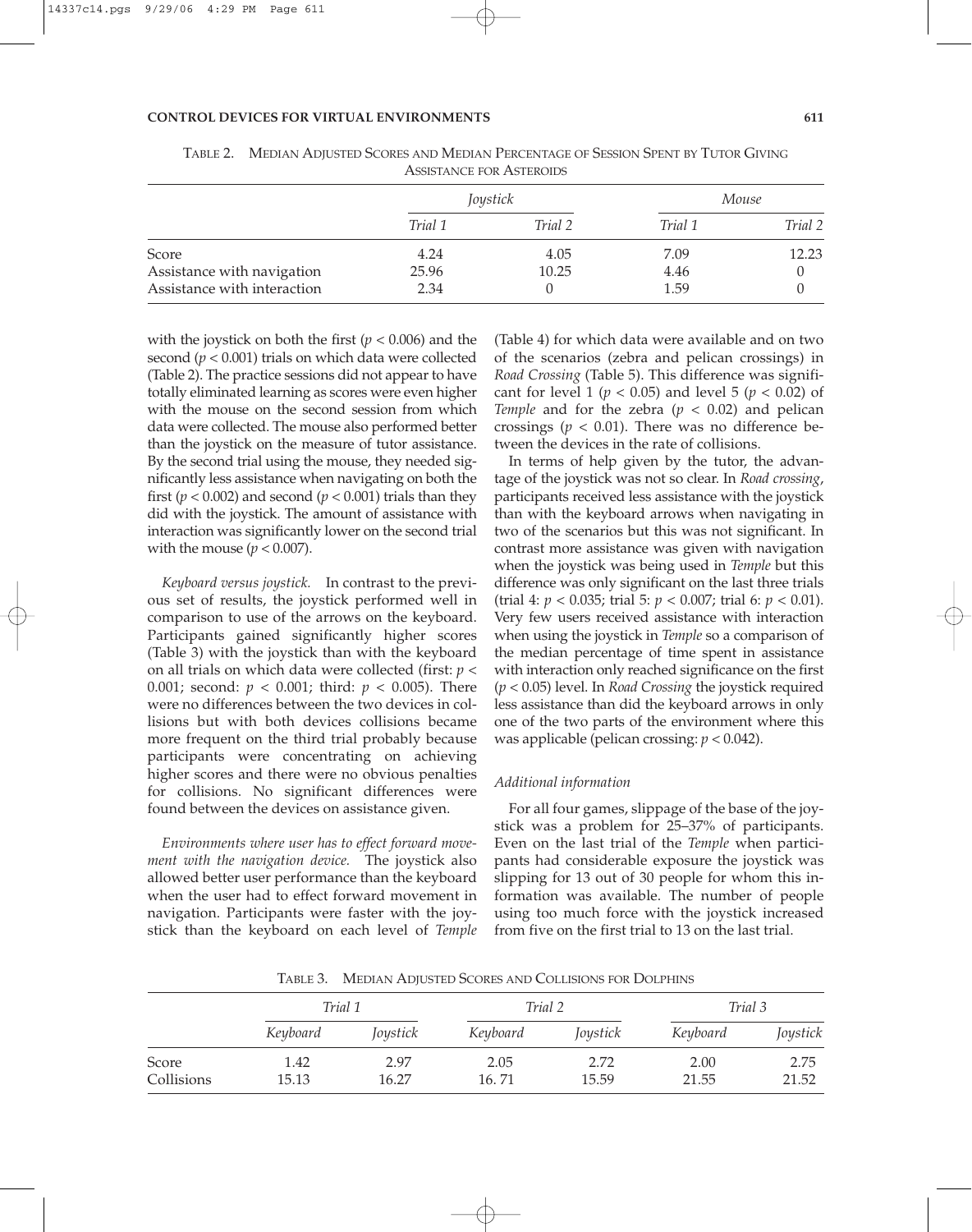TABLE 2. MEDIAN ADJUSTED SCORES AND MEDIAN PERCENTAGE OF SESSION SPENT BY TUTOR GIVING ASSISTANCE FOR ASTEROIDS

| | *Joystick* | | *Mouse* | |
|---|---|---|---|---|
| | *Trial 1* | *Trial 2* | *Trial 1* | *Trial 2* |
| Score | 4.24 | 4.05 | 7.09 | 12.23 |
| Assistance with navigation | 25.96 | 10.25 | 4.46 | 0 |
| Assistance with interaction | 2.34 | 0 | 1.59 | 0 |

with the joystick on both the first ($p < 0.006$) and the second ($p < 0.001$) trials on which data were collected (Table 2). The practice sessions did not appear to have totally eliminated learning as scores were even higher with the mouse on the second session from which data were collected. The mouse also performed better than the joystick on the measure of tutor assistance. By the second trial using the mouse, they needed significantly less assistance when navigating on both the first ($p < 0.002$) and second ($p < 0.001$) trials than they did with the joystick. The amount of assistance with interaction was significantly lower on the second trial with the mouse ($p < 0.007$).

*Keyboard versus joystick.* In contrast to the previous set of results, the joystick performed well in comparison to use of the arrows on the keyboard. Participants gained significantly higher scores (Table 3) with the joystick than with the keyboard on all trials on which data were collected (first: $p < 0.001$; second: $p < 0.001$; third: $p < 0.005$). There were no differences between the two devices in collisions but with both devices collisions became more frequent on the third trial probably because participants were concentrating on achieving higher scores and there were no obvious penalties for collisions. No significant differences were found between the devices on assistance given.

*Environments where user has to effect forward movement with the navigation device.* The joystick also allowed better user performance than the keyboard when the user had to effect forward movement in navigation. Participants were faster with the joystick than the keyboard on each level of *Temple* (Table 4) for which data were available and on two of the scenarios (zebra and pelican crossings) in *Road Crossing* (Table 5). This difference was significant for level 1 ($p < 0.05$) and level 5 ($p < 0.02$) of *Temple* and for the zebra ($p < 0.02$) and pelican crossings ($p < 0.01$). There was no difference between the devices in the rate of collisions.

In terms of help given by the tutor, the advantage of the joystick was not so clear. In *Road crossing*, participants received less assistance with the joystick than with the keyboard arrows when navigating in two of the scenarios but this was not significant. In contrast more assistance was given with navigation when the joystick was being used in *Temple* but this difference was only significant on the last three trials (trial 4: $p < 0.035$; trial 5: $p < 0.007$; trial 6: $p < 0.01$). Very few users received assistance with interaction when using the joystick in *Temple* so a comparison of the median percentage of time spent in assistance with interaction only reached significance on the first ($p < 0.05$) level. In *Road Crossing* the joystick required less assistance than did the keyboard arrows in only one of the two parts of the environment where this was applicable (pelican crossing: $p < 0.042$).

### Additional information

For all four games, slippage of the base of the joystick was a problem for 25–37% of participants. Even on the last trial of the *Temple* when participants had considerable exposure the joystick was slipping for 13 out of 30 people for whom this information was available. The number of people using too much force with the joystick increased from five on the first trial to 13 on the last trial.

TABLE 3. MEDIAN ADJUSTED SCORES AND COLLISIONS FOR DOLPHINS

| | *Trial 1* | | *Trial 2* | | *Trial 3* | |
|---|---|---|---|---|---|---|
| | *Keyboard* | *Joystick* | *Keyboard* | *Joystick* | *Keyboard* | *Joystick* |
| Score | 1.42 | 2.97 | 2.05 | 2.72 | 2.00 | 2.75 |
| Collisions | 15.13 | 16.27 | 16. 71 | 15.59 | 21.55 | 21.52 |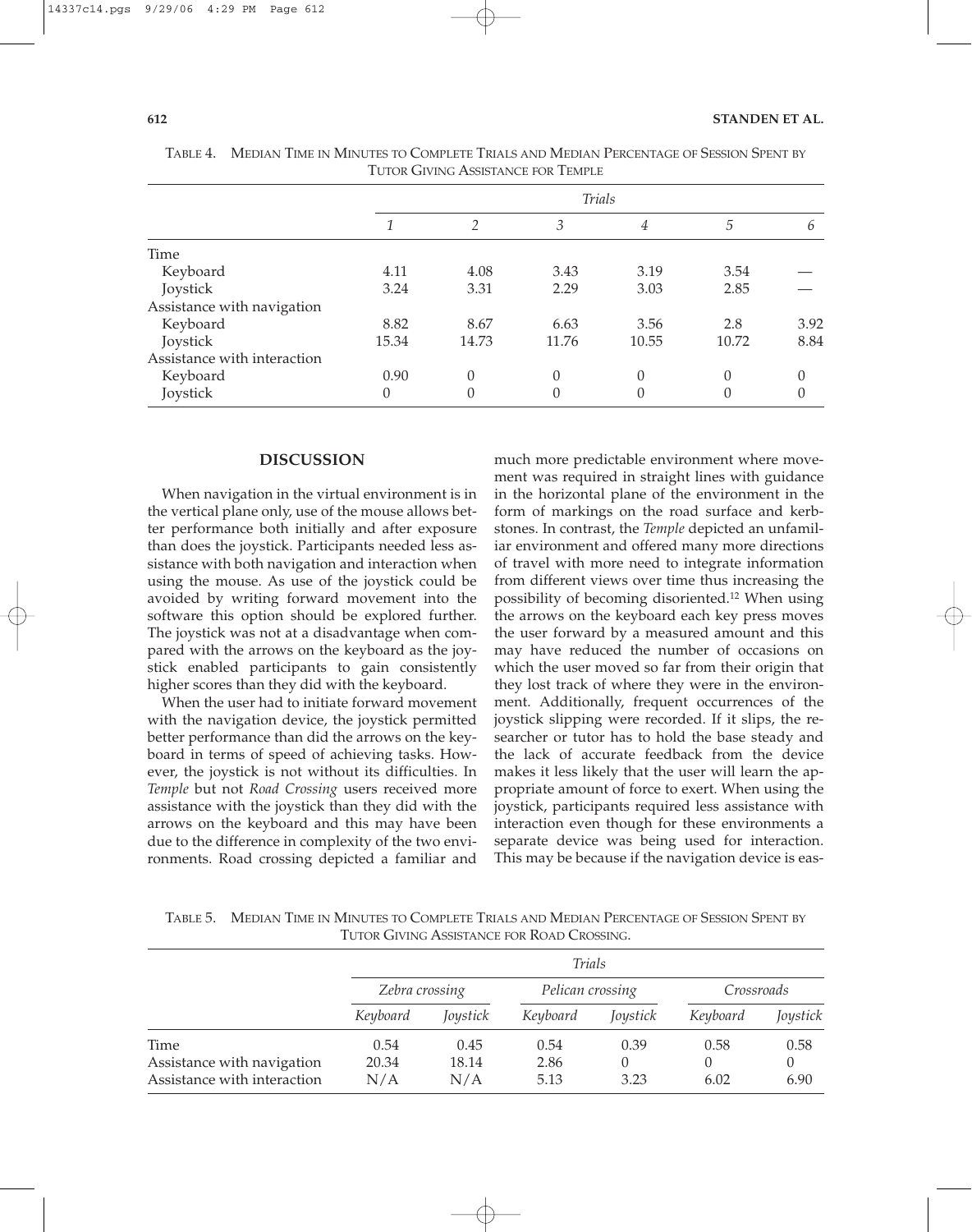TABLE 4. MEDIAN TIME IN MINUTES TO COMPLETE TRIALS AND MEDIAN PERCENTAGE OF SESSION SPENT BY TUTOR GIVING ASSISTANCE FOR TEMPLE

| | *Trials* | | | | | |
|---|---|---|---|---|---|---|
| | *1* | *2* | *3* | *4* | *5* | *6* |
| Time | | | | | | |
| Keyboard | 4.11 | 4.08 | 3.43 | 3.19 | 3.54 | — |
| Joystick | 3.24 | 3.31 | 2.29 | 3.03 | 2.85 | — |
| Assistance with navigation | | | | | | |
| Keyboard | 8.82 | 8.67 | 6.63 | 3.56 | 2.8 | 3.92 |
| Joystick | 15.34 | 14.73 | 11.76 | 10.55 | 10.72 | 8.84 |
| Assistance with interaction | | | | | | |
| Keyboard | 0.90 | 0 | 0 | 0 | 0 | 0 |
| Joystick | 0 | 0 | 0 | 0 | 0 | 0 |

## DISCUSSION

When navigation in the virtual environment is in the vertical plane only, use of the mouse allows better performance both initially and after exposure than does the joystick. Participants needed less assistance with both navigation and interaction when using the mouse. As use of the joystick could be avoided by writing forward movement into the software this option should be explored further. The joystick was not at a disadvantage when compared with the arrows on the keyboard as the joystick enabled participants to gain consistently higher scores than they did with the keyboard.

When the user had to initiate forward movement with the navigation device, the joystick permitted better performance than did the arrows on the keyboard in terms of speed of achieving tasks. However, the joystick is not without its difficulties. In *Temple* but not *Road Crossing* users received more assistance with the joystick than they did with the arrows on the keyboard and this may have been due to the difference in complexity of the two environments. Road crossing depicted a familiar and much more predictable environment where movement was required in straight lines with guidance in the horizontal plane of the environment in the form of markings on the road surface and kerbstones. In contrast, the *Temple* depicted an unfamiliar environment and offered many more directions of travel with more need to integrate information from different views over time thus increasing the possibility of becoming disoriented.[12] When using the arrows on the keyboard each key press moves the user forward by a measured amount and this may have reduced the number of occasions on which the user moved so far from their origin that they lost track of where they were in the environment. Additionally, frequent occurrences of the joystick slipping were recorded. If it slips, the researcher or tutor has to hold the base steady and the lack of accurate feedback from the device makes it less likely that the user will learn the appropriate amount of force to exert. When using the joystick, participants required less assistance with interaction even though for these environments a separate device was being used for interaction. This may be because if the navigation device is eas-

TABLE 5. MEDIAN TIME IN MINUTES TO COMPLETE TRIALS AND MEDIAN PERCENTAGE OF SESSION SPENT BY TUTOR GIVING ASSISTANCE FOR ROAD CROSSING.

| | *Trials* | | | | | |
|---|---|---|---|---|---|---|
| | *Zebra crossing* | | *Pelican crossing* | | *Crossroads* | |
| | *Keyboard* | *Joystick* | *Keyboard* | *Joystick* | *Keyboard* | *Joystick* |
| Time | 0.54 | 0.45 | 0.54 | 0.39 | 0.58 | 0.58 |
| Assistance with navigation | 20.34 | 18.14 | 2.86 | 0 | 0 | 0 |
| Assistance with interaction | N/A | N/A | 5.13 | 3.23 | 6.02 | 6.90 |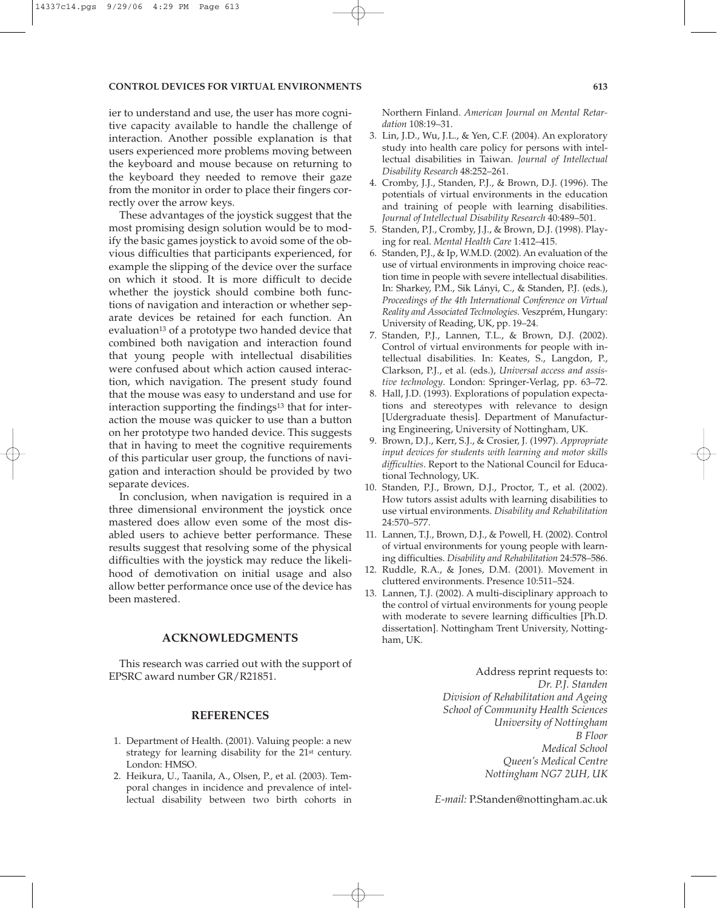ier to understand and use, the user has more cognitive capacity available to handle the challenge of interaction. Another possible explanation is that users experienced more problems moving between the keyboard and mouse because on returning to the keyboard they needed to remove their gaze from the monitor in order to place their fingers correctly over the arrow keys.

These advantages of the joystick suggest that the most promising design solution would be to modify the basic games joystick to avoid some of the obvious difficulties that participants experienced, for example the slipping of the device over the surface on which it stood. It is more difficult to decide whether the joystick should combine both functions of navigation and interaction or whether separate devices be retained for each function. An evaluation[13] of a prototype two handed device that combined both navigation and interaction found that young people with intellectual disabilities were confused about which action caused interaction, which navigation. The present study found that the mouse was easy to understand and use for interaction supporting the findings[13] that for interaction the mouse was quicker to use than a button on her prototype two handed device. This suggests that in having to meet the cognitive requirements of this particular user group, the functions of navigation and interaction should be provided by two separate devices.

In conclusion, when navigation is required in a three dimensional environment the joystick once mastered does allow even some of the most disabled users to achieve better performance. These results suggest that resolving some of the physical difficulties with the joystick may reduce the likelihood of demotivation on initial usage and also allow better performance once use of the device has been mastered.

## ACKNOWLEDGMENTS

This research was carried out with the support of EPSRC award number GR/R21851.

## REFERENCES

1. Department of Health. (2001). Valuing people: a new strategy for learning disability for the 21st century. London: HMSO.
2. Heikura, U., Taanila, A., Olsen, P., et al. (2003). Temporal changes in incidence and prevalence of intellectual disability between two birth cohorts in Northern Finland. *American Journal on Mental Retardation* 108:19–31.
3. Lin, J.D., Wu, J.L., & Yen, C.F. (2004). An exploratory study into health care policy for persons with intellectual disabilities in Taiwan. *Journal of Intellectual Disability Research* 48:252–261.
4. Cromby, J.J., Standen, P.J., & Brown, D.J. (1996). The potentials of virtual environments in the education and training of people with learning disabilities. *Journal of Intellectual Disability Research* 40:489–501.
5. Standen, P.J., Cromby, J.J., & Brown, D.J. (1998). Playing for real. *Mental Health Care* 1:412–415.
6. Standen, P.J., & Ip, W.M.D. (2002). An evaluation of the use of virtual environments in improving choice reaction time in people with severe intellectual disabilities. In: Sharkey, P.M., Sik Lányi, C., & Standen, P.J. (eds.), *Proceedings of the 4th International Conference on Virtual Reality and Associated Technologies.* Veszprém, Hungary: University of Reading, UK, pp. 19–24.
7. Standen, P.J., Lannen, T.L., & Brown, D.J. (2002). Control of virtual environments for people with intellectual disabilities. In: Keates, S., Langdon, P., Clarkson, P.J., et al. (eds.), *Universal access and assistive technology*. London: Springer-Verlag, pp. 63–72.
8. Hall, J.D. (1993). Explorations of population expectations and stereotypes with relevance to design [Udergraduate thesis]. Department of Manufacturing Engineering, University of Nottingham, UK.
9. Brown, D.J., Kerr, S.J., & Crosier, J. (1997). *Appropriate input devices for students with learning and motor skills difficulties*. Report to the National Council for Educational Technology, UK.
10. Standen, P.J., Brown, D.J., Proctor, T., et al. (2002). How tutors assist adults with learning disabilities to use virtual environments. *Disability and Rehabilitation* 24:570–577.
11. Lannen, T.J., Brown, D.J., & Powell, H. (2002). Control of virtual environments for young people with learning difficulties. *Disability and Rehabilitation* 24:578–586.
12. Ruddle, R.A., & Jones, D.M. (2001). Movement in cluttered environments. Presence 10:511–524.
13. Lannen, T.J. (2002). A multi-disciplinary approach to the control of virtual environments for young people with moderate to severe learning difficulties [Ph.D. dissertation]. Nottingham Trent University, Nottingham, UK.

Address reprint requests to:
*Dr. P.J. Standen*
*Division of Rehabilitation and Ageing*
*School of Community Health Sciences*
*University of Nottingham*
*B Floor*
*Medical School*
*Queen's Medical Centre*
*Nottingham NG7 2UH, UK*

*E-mail:* P.Standen@nottingham.ac.uk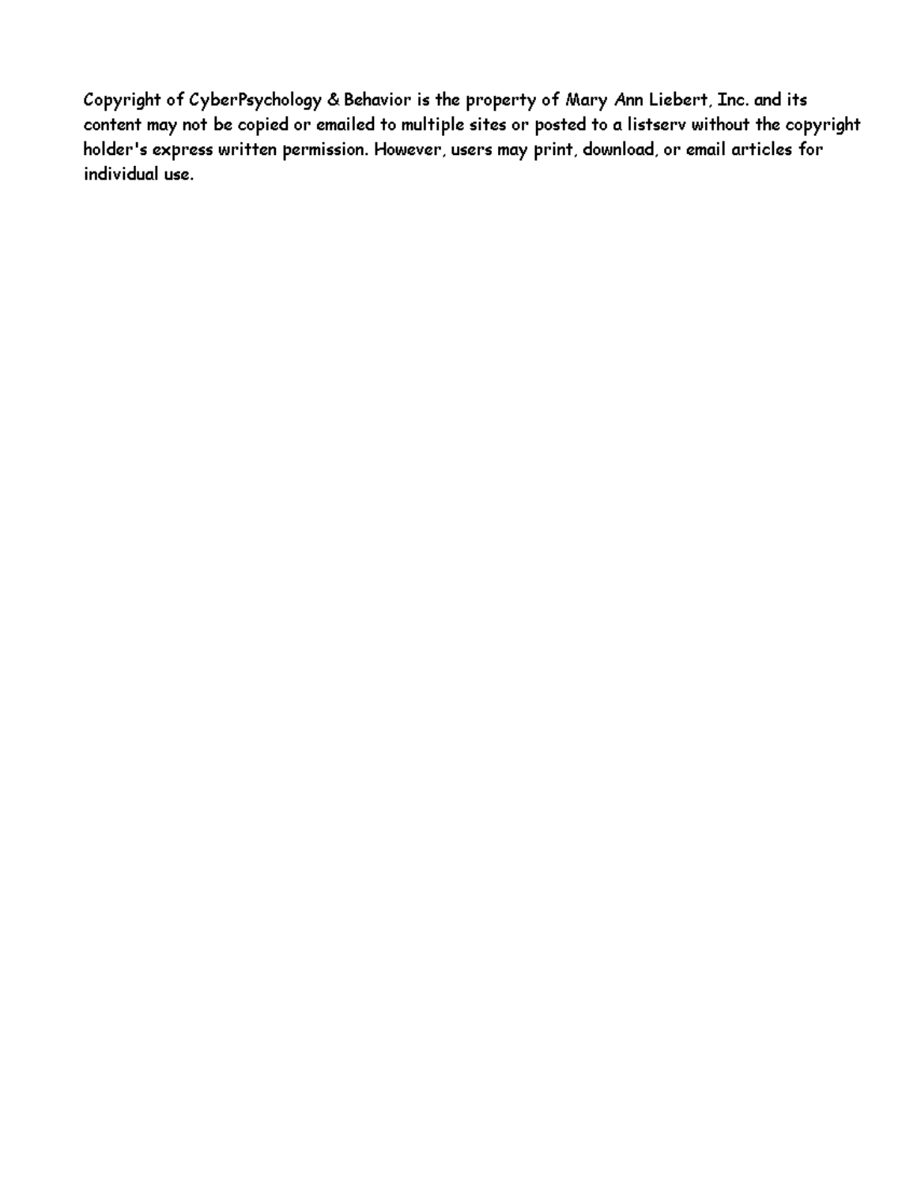Copyright of CyberPsychology & Behavior is the property of Mary Ann Liebert, Inc. and its content may not be copied or emailed to multiple sites or posted to a listserv without the copyright holder's express written permission. However, users may print, download, or email articles for individual use.